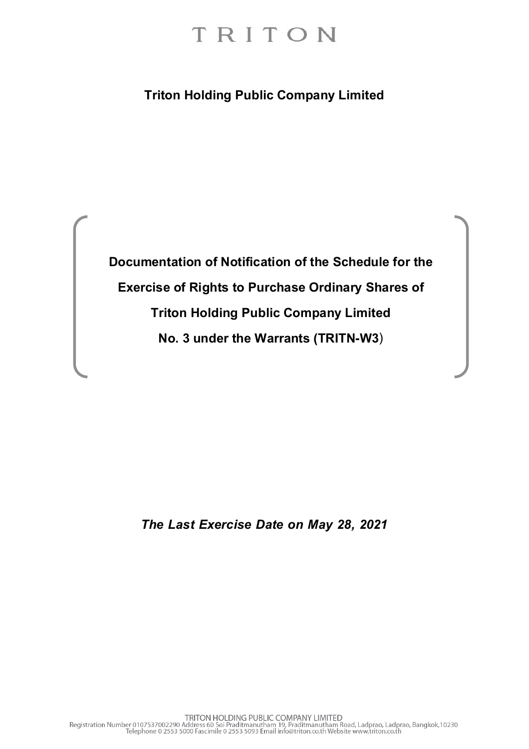# TRITON

## Triton Holding Public Company Limited

**Documentation of Notification of the Schedule for the Exercise of Rights to Purchase Ordinary Shares of Triton Holding Public Company Limited No. 3 under the Warrants (TRITN-W3)**

***The Last Exercise Date on May 28, 2021***

TRITON HOLDING PUBLIC COMPANY LIMITED
Registration Number 0107537002290 Address 60 Soi Praditmanutham 19, Praditmanutham Road, Ladprao, Ladprao, Bangkok,10230
Telephone 0 2553 5000 Fascimile 0 2553 5093 Email info@triton.co.th Website www.triton.co.th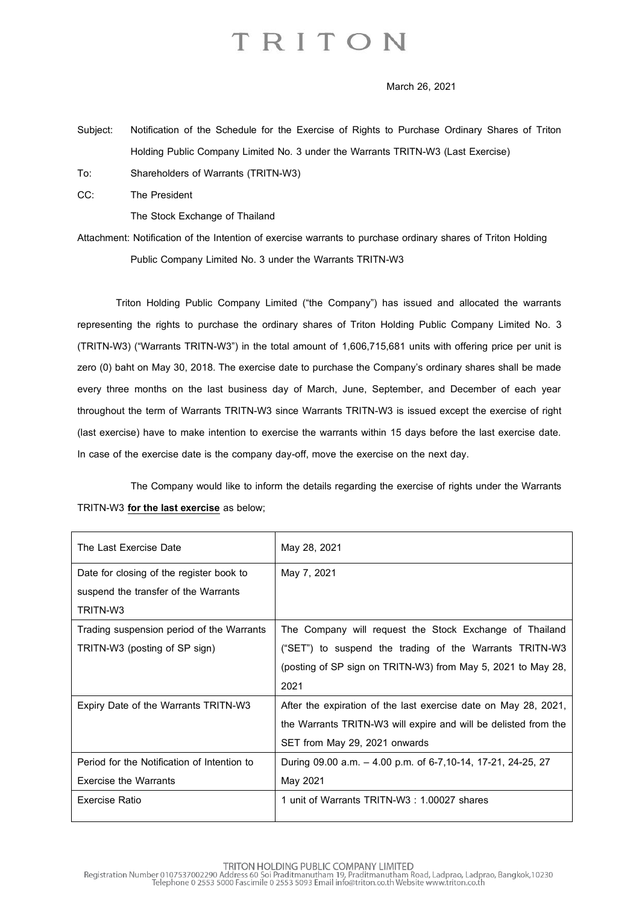# TRITON

March 26, 2021

Subject: Notification of the Schedule for the Exercise of Rights to Purchase Ordinary Shares of Triton Holding Public Company Limited No. 3 under the Warrants TRITN-W3 (Last Exercise)

To: Shareholders of Warrants (TRITN-W3)

CC: The President

The Stock Exchange of Thailand

Attachment: Notification of the Intention of exercise warrants to purchase ordinary shares of Triton Holding Public Company Limited No. 3 under the Warrants TRITN-W3

Triton Holding Public Company Limited ("the Company") has issued and allocated the warrants representing the rights to purchase the ordinary shares of Triton Holding Public Company Limited No. 3 (TRITN-W3) ("Warrants TRITN-W3") in the total amount of 1,606,715,681 units with offering price per unit is zero (0) baht on May 30, 2018. The exercise date to purchase the Company's ordinary shares shall be made every three months on the last business day of March, June, September, and December of each year throughout the term of Warrants TRITN-W3 since Warrants TRITN-W3 is issued except the exercise of right (last exercise) have to make intention to exercise the warrants within 15 days before the last exercise date. In case of the exercise date is the company day-off, move the exercise on the next day.

The Company would like to inform the details regarding the exercise of rights under the Warrants TRITN-W3 **for the last exercise** as below;

| | |
|---|---|
| The Last Exercise Date | May 28, 2021 |
| Date for closing of the register book to suspend the transfer of the Warrants TRITN-W3 | May 7, 2021 |
| Trading suspension period of the Warrants TRITN-W3 (posting of SP sign) | The Company will request the Stock Exchange of Thailand ("SET") to suspend the trading of the Warrants TRITN-W3 (posting of SP sign on TRITN-W3) from May 5, 2021 to May 28, 2021 |
| Expiry Date of the Warrants TRITN-W3 | After the expiration of the last exercise date on May 28, 2021, the Warrants TRITN-W3 will expire and will be delisted from the SET from May 29, 2021 onwards |
| Period for the Notification of Intention to Exercise the Warrants | During 09.00 a.m. – 4.00 p.m. of 6-7,10-14, 17-21, 24-25, 27 May 2021 |
| Exercise Ratio | 1 unit of Warrants TRITN-W3 : 1.00027 shares |

TRITON HOLDING PUBLIC COMPANY LIMITED
Registration Number 0107537002290 Address 60 Soi Praditmanutham 19, Praditmanutham Road, Ladprao, Ladprao, Bangkok,10230
Telephone 0 2553 5000 Fascimile 0 2553 5093 Email info@triton.co.th Website www.triton.co.th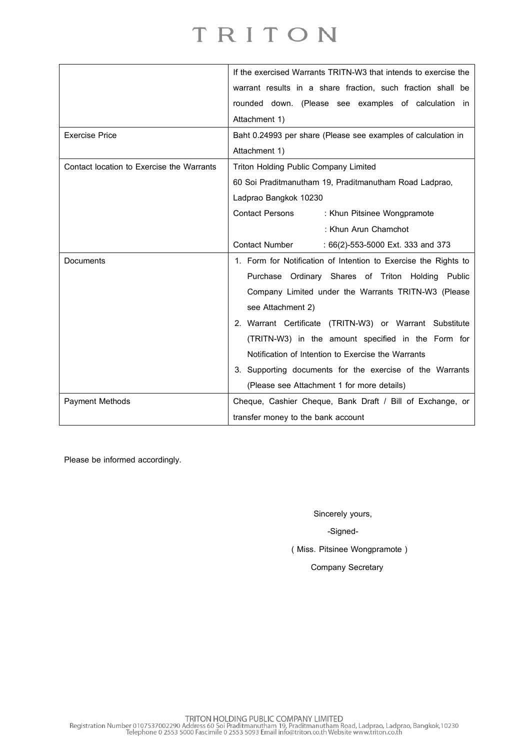| | |
|---|---|
| | If the exercised Warrants TRITN-W3 that intends to exercise the warrant results in a share fraction, such fraction shall be rounded down. (Please see examples of calculation in Attachment 1) |
| Exercise Price | Baht 0.24993 per share (Please see examples of calculation in Attachment 1) |
| Contact location to Exercise the Warrants | Triton Holding Public Company Limited<br>60 Soi Praditmanutham 19, Praditmanutham Road Ladprao, Ladprao Bangkok 10230<br>Contact Persons : Khun Pitsinee Wongpramote<br>: Khun Arun Chamchot<br>Contact Number : 66(2)-553-5000 Ext. 333 and 373 |
| Documents | 1. Form for Notification of Intention to Exercise the Rights to Purchase Ordinary Shares of Triton Holding Public Company Limited under the Warrants TRITN-W3 (Please see Attachment 2)<br>2. Warrant Certificate (TRITN-W3) or Warrant Substitute (TRITN-W3) in the amount specified in the Form for Notification of Intention to Exercise the Warrants<br>3. Supporting documents for the exercise of the Warrants (Please see Attachment 1 for more details) |
| Payment Methods | Cheque, Cashier Cheque, Bank Draft / Bill of Exchange, or transfer money to the bank account |

Please be informed accordingly.

Sincerely yours,

-Signed-

( Miss. Pitsinee Wongpramote )

Company Secretary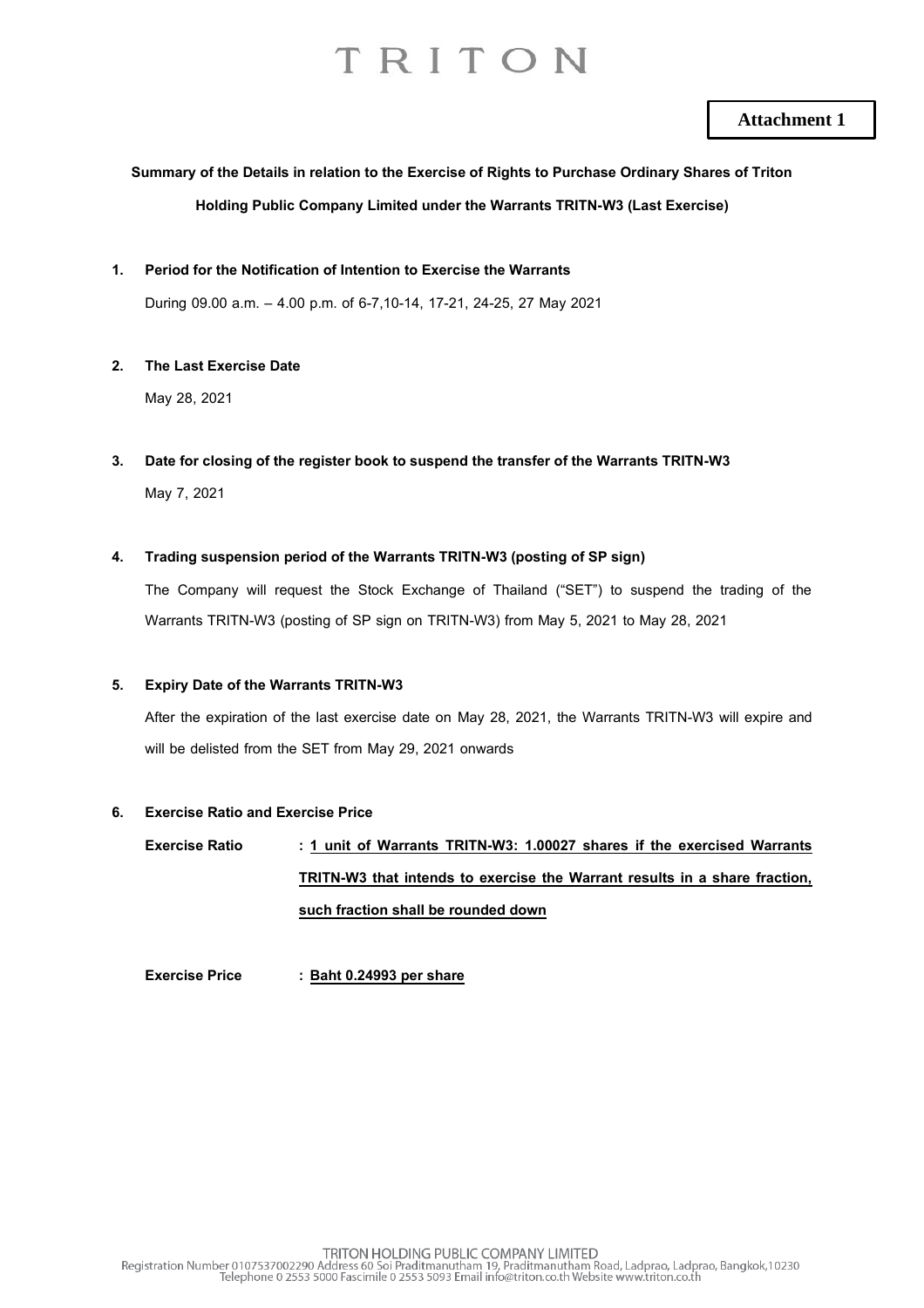**Attachment 1**

**Summary of the Details in relation to the Exercise of Rights to Purchase Ordinary Shares of Triton Holding Public Company Limited under the Warrants TRITN-W3 (Last Exercise)**

**1. Period for the Notification of Intention to Exercise the Warrants**

During 09.00 a.m. – 4.00 p.m. of 6-7,10-14, 17-21, 24-25, 27 May 2021

**2. The Last Exercise Date**

May 28, 2021

**3. Date for closing of the register book to suspend the transfer of the Warrants TRITN-W3**

May 7, 2021

**4. Trading suspension period of the Warrants TRITN-W3 (posting of SP sign)**

The Company will request the Stock Exchange of Thailand ("SET") to suspend the trading of the Warrants TRITN-W3 (posting of SP sign on TRITN-W3) from May 5, 2021 to May 28, 2021

**5. Expiry Date of the Warrants TRITN-W3**

After the expiration of the last exercise date on May 28, 2021, the Warrants TRITN-W3 will expire and will be delisted from the SET from May 29, 2021 onwards

**6. Exercise Ratio and Exercise Price**

**Exercise Ratio** : **1 unit of Warrants TRITN-W3: 1.00027 shares if the exercised Warrants TRITN-W3 that intends to exercise the Warrant results in a share fraction, such fraction shall be rounded down**

**Exercise Price** : **Baht 0.24993 per share**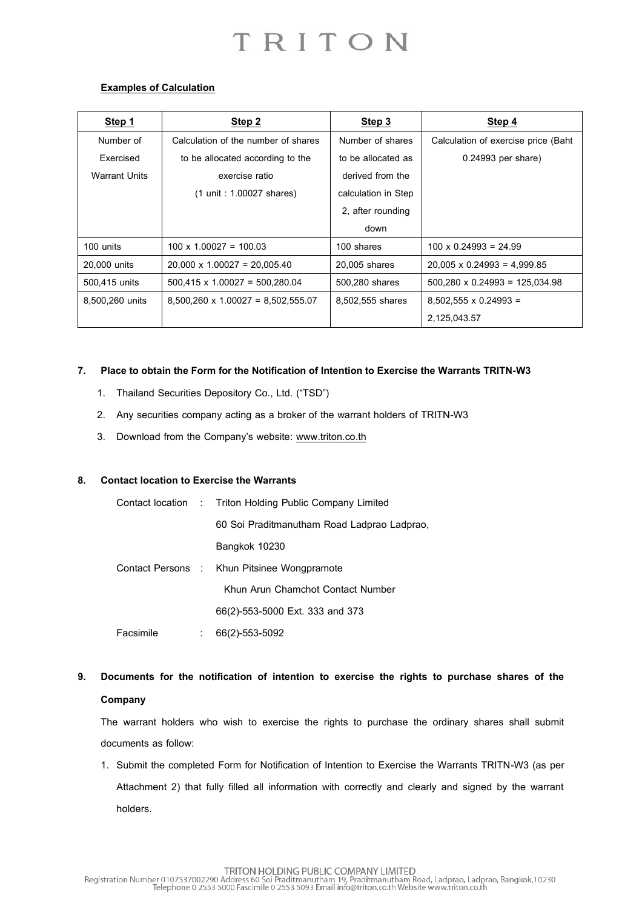**Examples of Calculation**

| Step 1 | Step 2 | Step 3 | Step 4 |
|---|---|---|---|
| Number of Exercised Warrant Units | Calculation of the number of shares to be allocated according to the exercise ratio (1 unit : 1.00027 shares) | Number of shares to be allocated as derived from the calculation in Step 2, after rounding down | Calculation of exercise price (Baht 0.24993 per share) |
| 100 units | 100 x 1.00027 = 100.03 | 100 shares | 100 x 0.24993 = 24.99 |
| 20,000 units | 20,000 x 1.00027 = 20,005.40 | 20,005 shares | 20,005 x 0.24993 = 4,999.85 |
| 500,415 units | 500,415 x 1.00027 = 500,280.04 | 500,280 shares | 500,280 x 0.24993 = 125,034.98 |
| 8,500,260 units | 8,500,260 x 1.00027 = 8,502,555.07 | 8,502,555 shares | 8,502,555 x 0.24993 = 2,125,043.57 |

**7. Place to obtain the Form for the Notification of Intention to Exercise the Warrants TRITN-W3**

1. Thailand Securities Depository Co., Ltd. ("TSD")
2. Any securities company acting as a broker of the warrant holders of TRITN-W3
3. Download from the Company's website: www.triton.co.th

**8. Contact location to Exercise the Warrants**

Contact location : Triton Holding Public Company Limited
60 Soi Praditmanutham Road Ladprao Ladprao,
Bangkok 10230

Contact Persons : Khun Pitsinee Wongpramote
Khun Arun Chamchot Contact Number
66(2)-553-5000 Ext. 333 and 373

Facsimile : 66(2)-553-5092

**9. Documents for the notification of intention to exercise the rights to purchase shares of the Company**

The warrant holders who wish to exercise the rights to purchase the ordinary shares shall submit documents as follow:

1. Submit the completed Form for Notification of Intention to Exercise the Warrants TRITN-W3 (as per Attachment 2) that fully filled all information with correctly and clearly and signed by the warrant holders.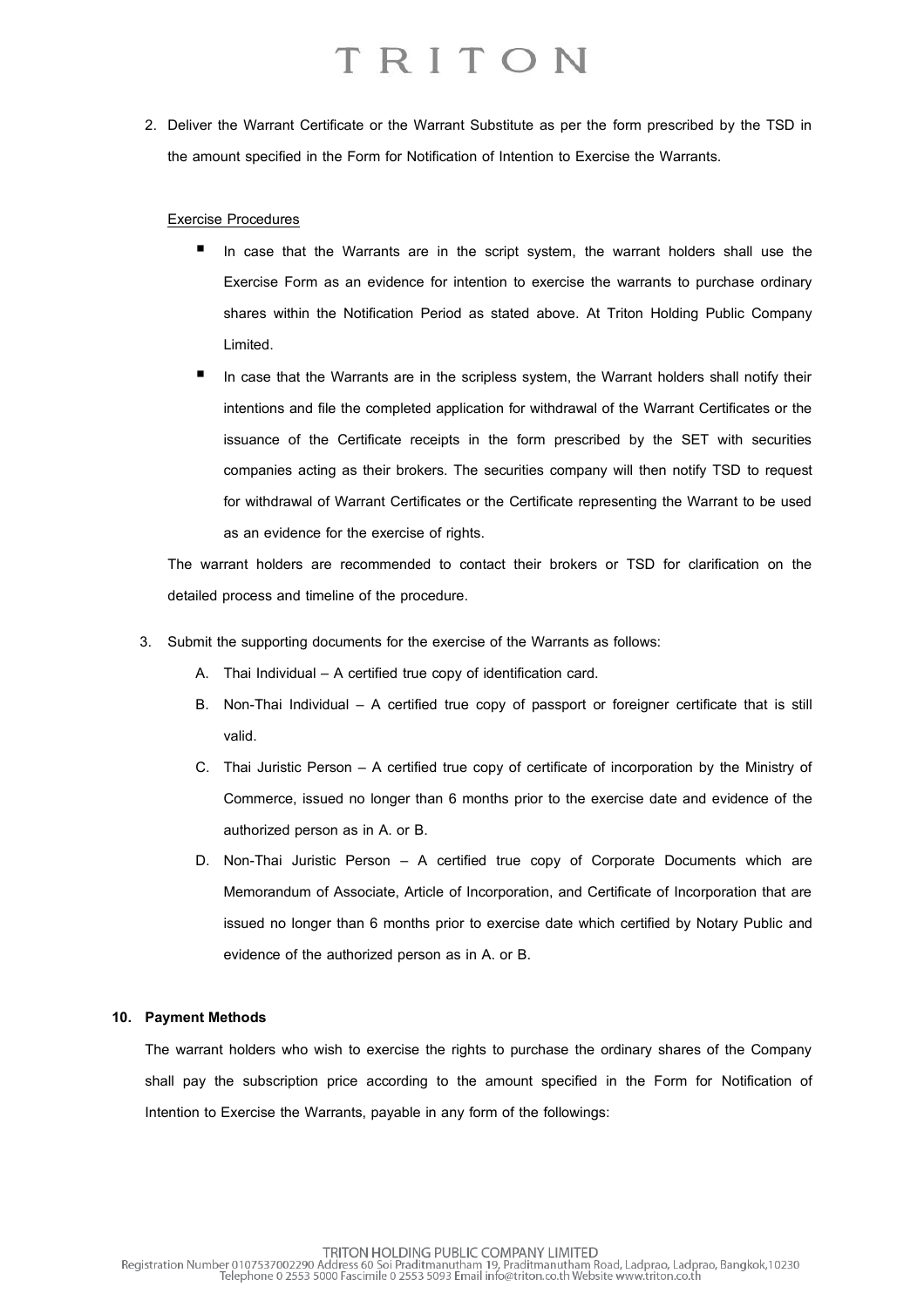2. Deliver the Warrant Certificate or the Warrant Substitute as per the form prescribed by the TSD in the amount specified in the Form for Notification of Intention to Exercise the Warrants.

   Exercise Procedures

   - In case that the Warrants are in the script system, the warrant holders shall use the Exercise Form as an evidence for intention to exercise the warrants to purchase ordinary shares within the Notification Period as stated above. At Triton Holding Public Company Limited.
   - In case that the Warrants are in the scripless system, the Warrant holders shall notify their intentions and file the completed application for withdrawal of the Warrant Certificates or the issuance of the Certificate receipts in the form prescribed by the SET with securities companies acting as their brokers. The securities company will then notify TSD to request for withdrawal of Warrant Certificates or the Certificate representing the Warrant to be used as an evidence for the exercise of rights.

   The warrant holders are recommended to contact their brokers or TSD for clarification on the detailed process and timeline of the procedure.

3. Submit the supporting documents for the exercise of the Warrants as follows:
   A. Thai Individual – A certified true copy of identification card.
   B. Non-Thai Individual – A certified true copy of passport or foreigner certificate that is still valid.
   C. Thai Juristic Person – A certified true copy of certificate of incorporation by the Ministry of Commerce, issued no longer than 6 months prior to the exercise date and evidence of the authorized person as in A. or B.
   D. Non-Thai Juristic Person – A certified true copy of Corporate Documents which are Memorandum of Associate, Article of Incorporation, and Certificate of Incorporation that are issued no longer than 6 months prior to exercise date which certified by Notary Public and evidence of the authorized person as in A. or B.

**10. Payment Methods**

The warrant holders who wish to exercise the rights to purchase the ordinary shares of the Company shall pay the subscription price according to the amount specified in the Form for Notification of Intention to Exercise the Warrants, payable in any form of the followings: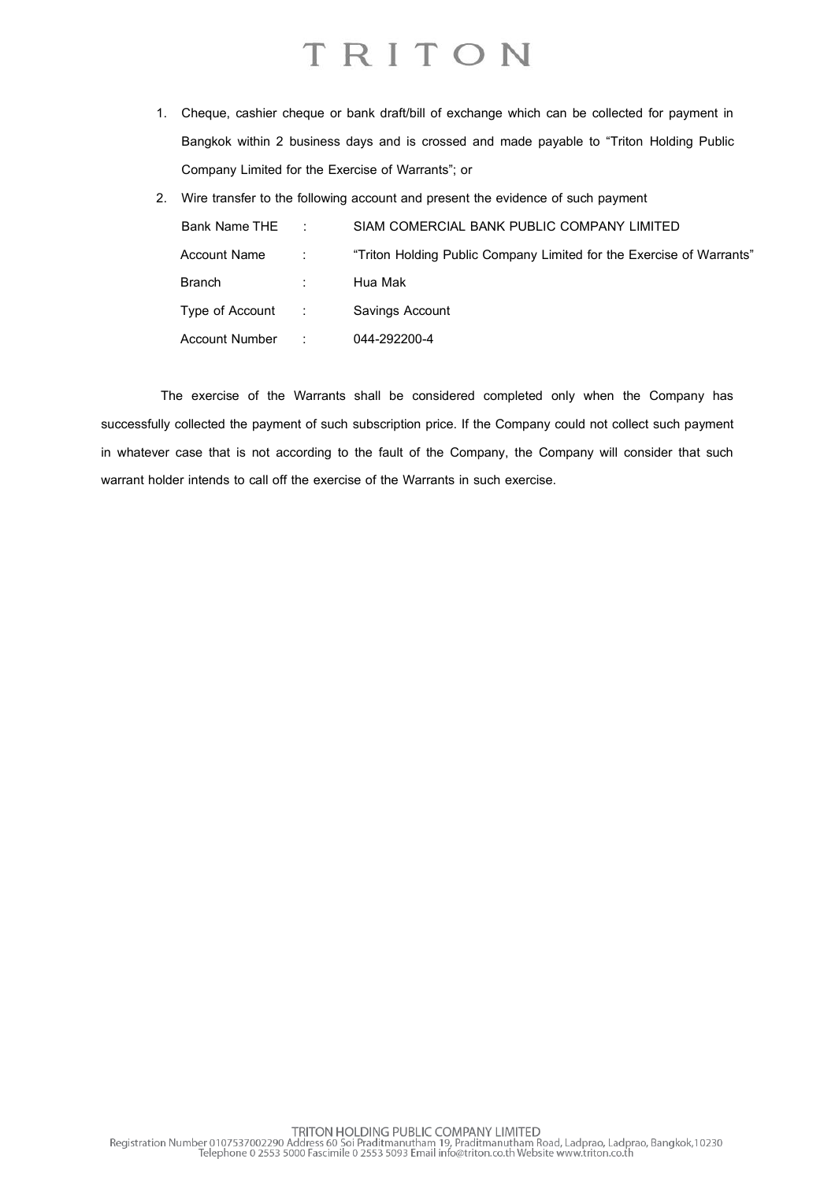1. Cheque, cashier cheque or bank draft/bill of exchange which can be collected for payment in Bangkok within 2 business days and is crossed and made payable to "Triton Holding Public Company Limited for the Exercise of Warrants"; or

2. Wire transfer to the following account and present the evidence of such payment

| | | |
|---|---|---|
| Bank Name THE | : | SIAM COMERCIAL BANK PUBLIC COMPANY LIMITED |
| Account Name | : | "Triton Holding Public Company Limited for the Exercise of Warrants" |
| Branch | : | Hua Mak |
| Type of Account | : | Savings Account |
| Account Number | : | 044-292200-4 |

The exercise of the Warrants shall be considered completed only when the Company has successfully collected the payment of such subscription price. If the Company could not collect such payment in whatever case that is not according to the fault of the Company, the Company will consider that such warrant holder intends to call off the exercise of the Warrants in such exercise.